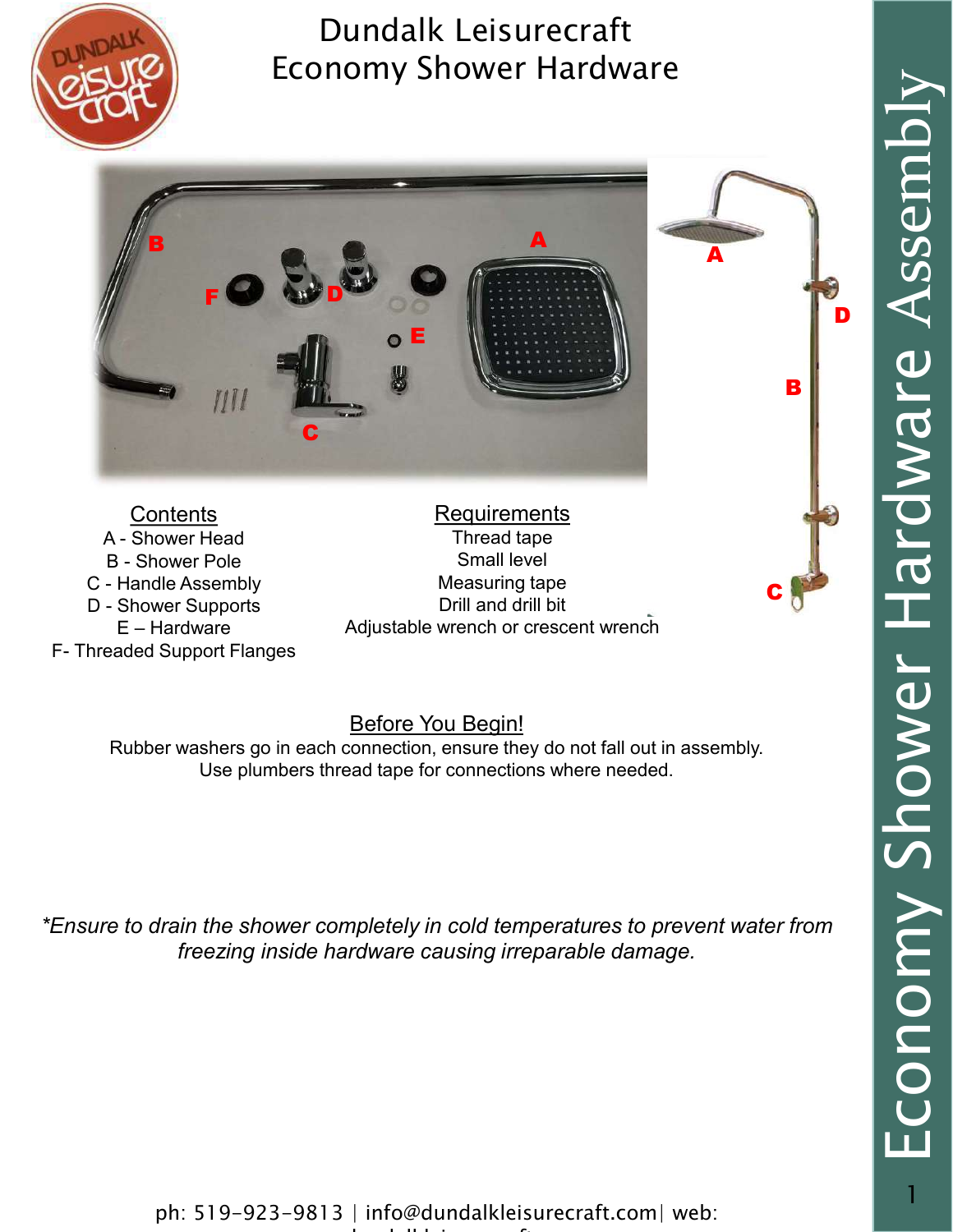# Dundalk Leisurecraft Economy Shower Hardware

## Contents

A - Shower Head
B - Shower Pole
C - Handle Assembly
D - Shower Supports
E – Hardware
F- Threaded Support Flanges

## Requirements

Thread tape
Small level
Measuring tape
Drill and drill bit
Adjustable wrench or crescent wrench

## Before You Begin!

Rubber washers go in each connection, ensure they do not fall out in assembly.
Use plumbers thread tape for connections where needed.

*\*Ensure to drain the shower completely in cold temperatures to prevent water from freezing inside hardware causing irreparable damage.*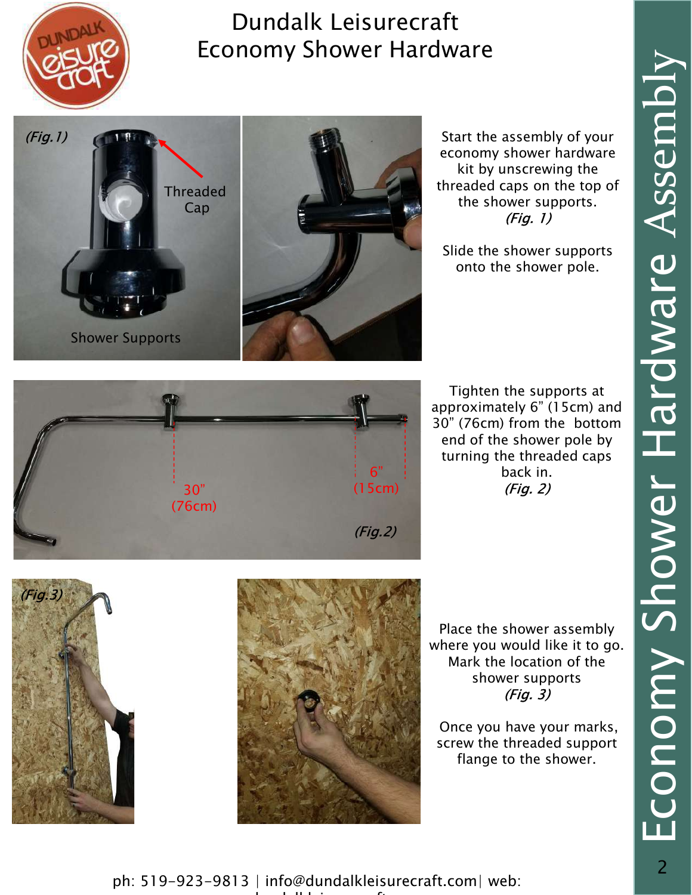# Dundalk Leisurecraft
# Economy Shower Hardware

(Fig.1)

Threaded Cap

Shower Supports

Start the assembly of your economy shower hardware kit by unscrewing the threaded caps on the top of the shower supports. *(Fig. 1)*

Slide the shower supports onto the shower pole.

30" (76cm)

6" (15cm)

(Fig.2)

Tighten the supports at approximately 6" (15cm) and 30" (76cm) from the bottom end of the shower pole by turning the threaded caps back in. *(Fig. 2)*

(Fig.3)

Place the shower assembly where you would like it to go. Mark the location of the shower supports *(Fig. 3)*

Once you have your marks, screw the threaded support flange to the shower.

ph: 519-923-9813 | info@dundalkleisurecraft.com| web: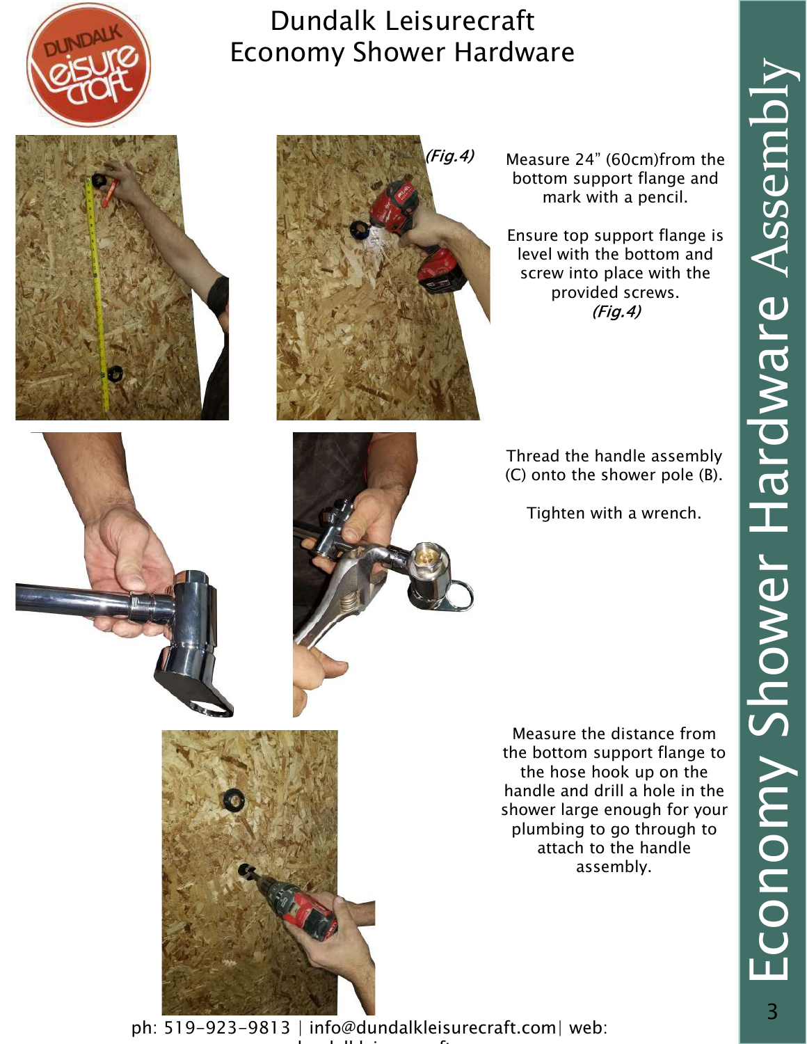# Dundalk Leisurecraft Economy Shower Hardware

(Fig.4)

Measure 24” (60cm)from the bottom support flange and mark with a pencil.

Ensure top support flange is level with the bottom and screw into place with the provided screws. *(Fig.4)*

Thread the handle assembly (C) onto the shower pole (B).

Tighten with a wrench.

Measure the distance from the bottom support flange to the hose hook up on the handle and drill a hole in the shower large enough for your plumbing to go through to attach to the handle assembly.

ph: 519-923-9813 | info@dundalkleisurecraft.com| web: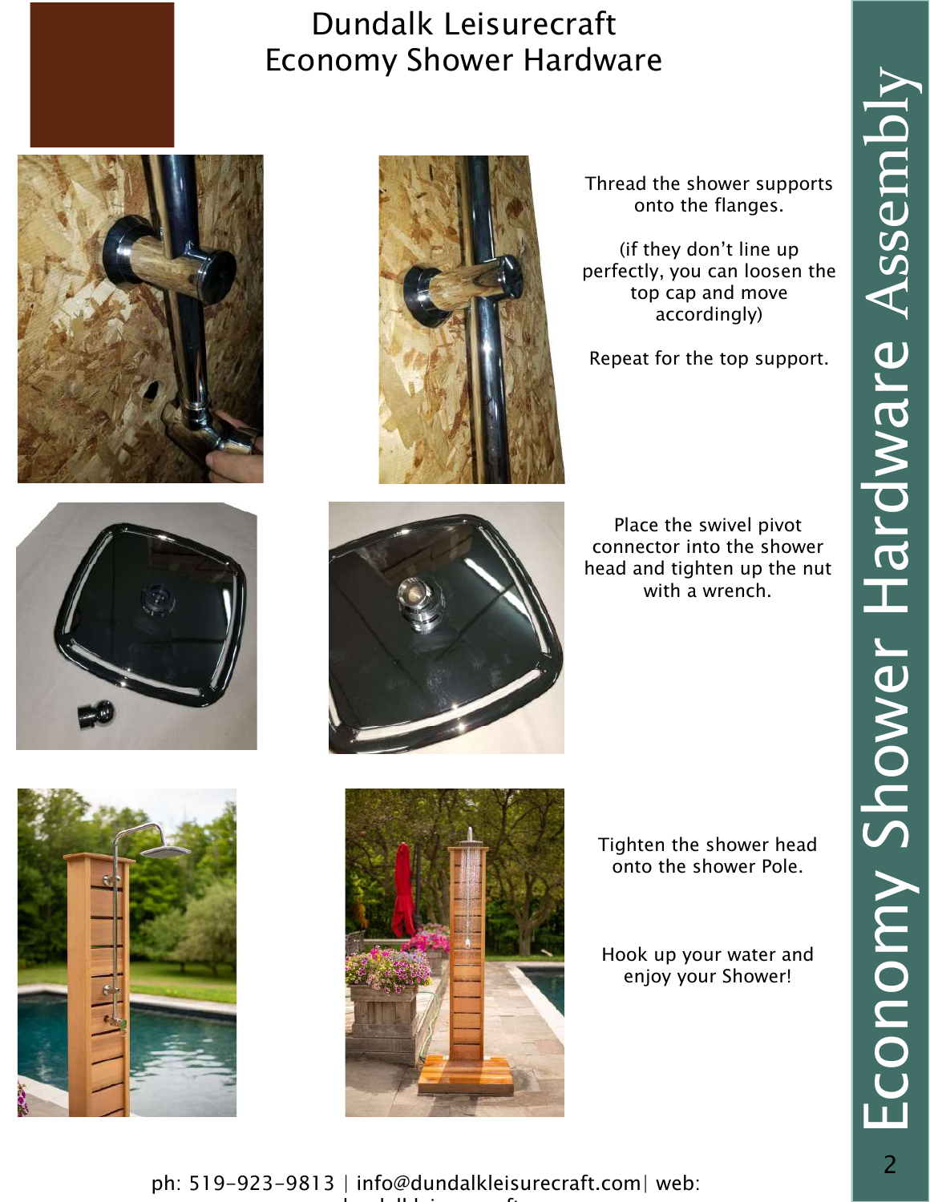# Dundalk Leisurecraft
# Economy Shower Hardware

Thread the shower supports onto the flanges.

(if they don't line up perfectly, you can loosen the top cap and move accordingly)

Repeat for the top support.

Place the swivel pivot connector into the shower head and tighten up the nut with a wrench.

Tighten the shower head onto the shower Pole.

Hook up your water and enjoy your Shower!

ph: 519-923-9813 | info@dundalkleisurecraft.com| web: